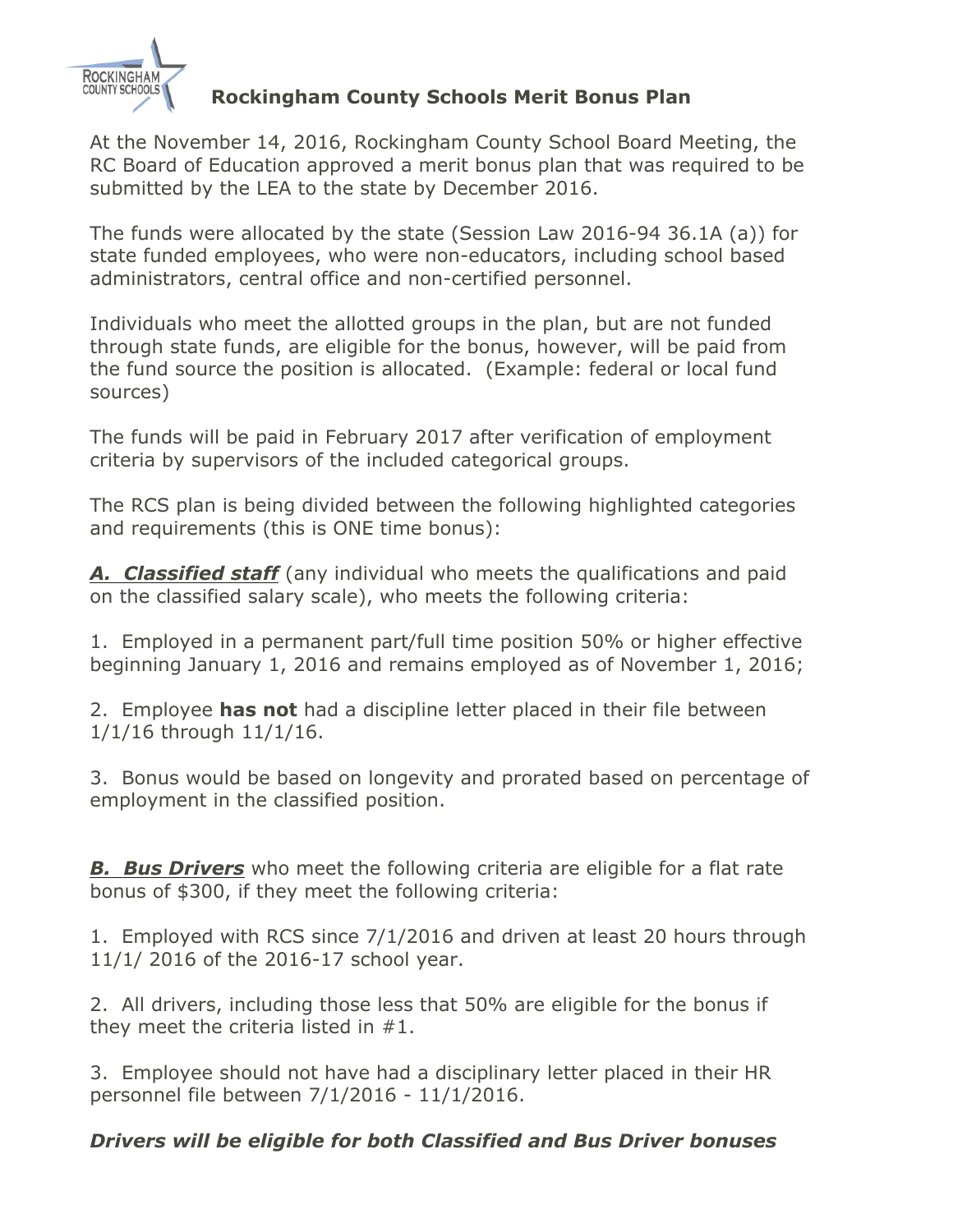# Rockingham County Schools Merit Bonus Plan

At the November 14, 2016, Rockingham County School Board Meeting, the RC Board of Education approved a merit bonus plan that was required to be submitted by the LEA to the state by December 2016.

The funds were allocated by the state (Session Law 2016-94 36.1A (a)) for state funded employees, who were non-educators, including school based administrators, central office and non-certified personnel.

Individuals who meet the allotted groups in the plan, but are not funded through state funds, are eligible for the bonus, however, will be paid from the fund source the position is allocated. (Example: federal or local fund sources)

The funds will be paid in February 2017 after verification of employment criteria by supervisors of the included categorical groups.

The RCS plan is being divided between the following highlighted categories and requirements (this is ONE time bonus):

***A. Classified staff*** (any individual who meets the qualifications and paid on the classified salary scale), who meets the following criteria:

1. Employed in a permanent part/full time position 50% or higher effective beginning January 1, 2016 and remains employed as of November 1, 2016;

2. Employee **has not** had a discipline letter placed in their file between 1/1/16 through 11/1/16.

3. Bonus would be based on longevity and prorated based on percentage of employment in the classified position.

***B. Bus Drivers*** who meet the following criteria are eligible for a flat rate bonus of $300, if they meet the following criteria:

1. Employed with RCS since 7/1/2016 and driven at least 20 hours through 11/1/ 2016 of the 2016-17 school year.

2. All drivers, including those less that 50% are eligible for the bonus if they meet the criteria listed in #1.

3. Employee should not have had a disciplinary letter placed in their HR personnel file between 7/1/2016 - 11/1/2016.

***Drivers will be eligible for both Classified and Bus Driver bonuses***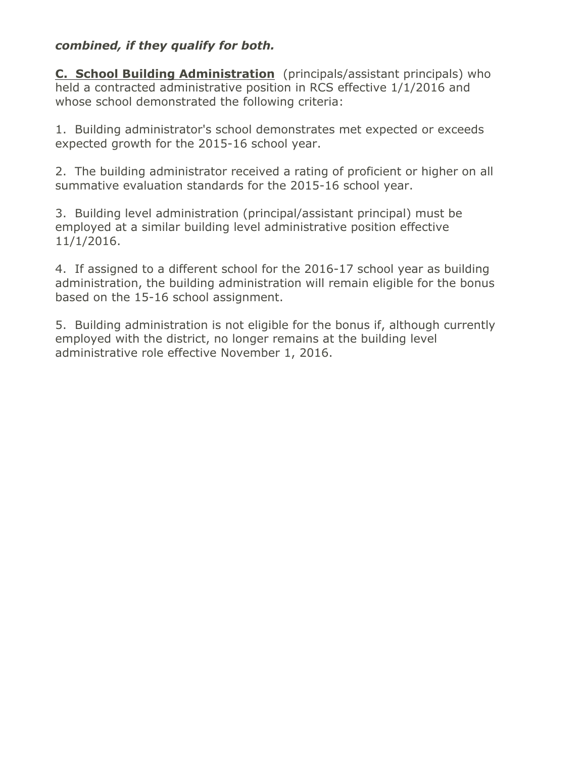***combined, if they qualify for both.***

**C. School Building Administration** (principals/assistant principals) who held a contracted administrative position in RCS effective 1/1/2016 and whose school demonstrated the following criteria:

1. Building administrator's school demonstrates met expected or exceeds expected growth for the 2015-16 school year.

2. The building administrator received a rating of proficient or higher on all summative evaluation standards for the 2015-16 school year.

3. Building level administration (principal/assistant principal) must be employed at a similar building level administrative position effective 11/1/2016.

4. If assigned to a different school for the 2016-17 school year as building administration, the building administration will remain eligible for the bonus based on the 15-16 school assignment.

5. Building administration is not eligible for the bonus if, although currently employed with the district, no longer remains at the building level administrative role effective November 1, 2016.